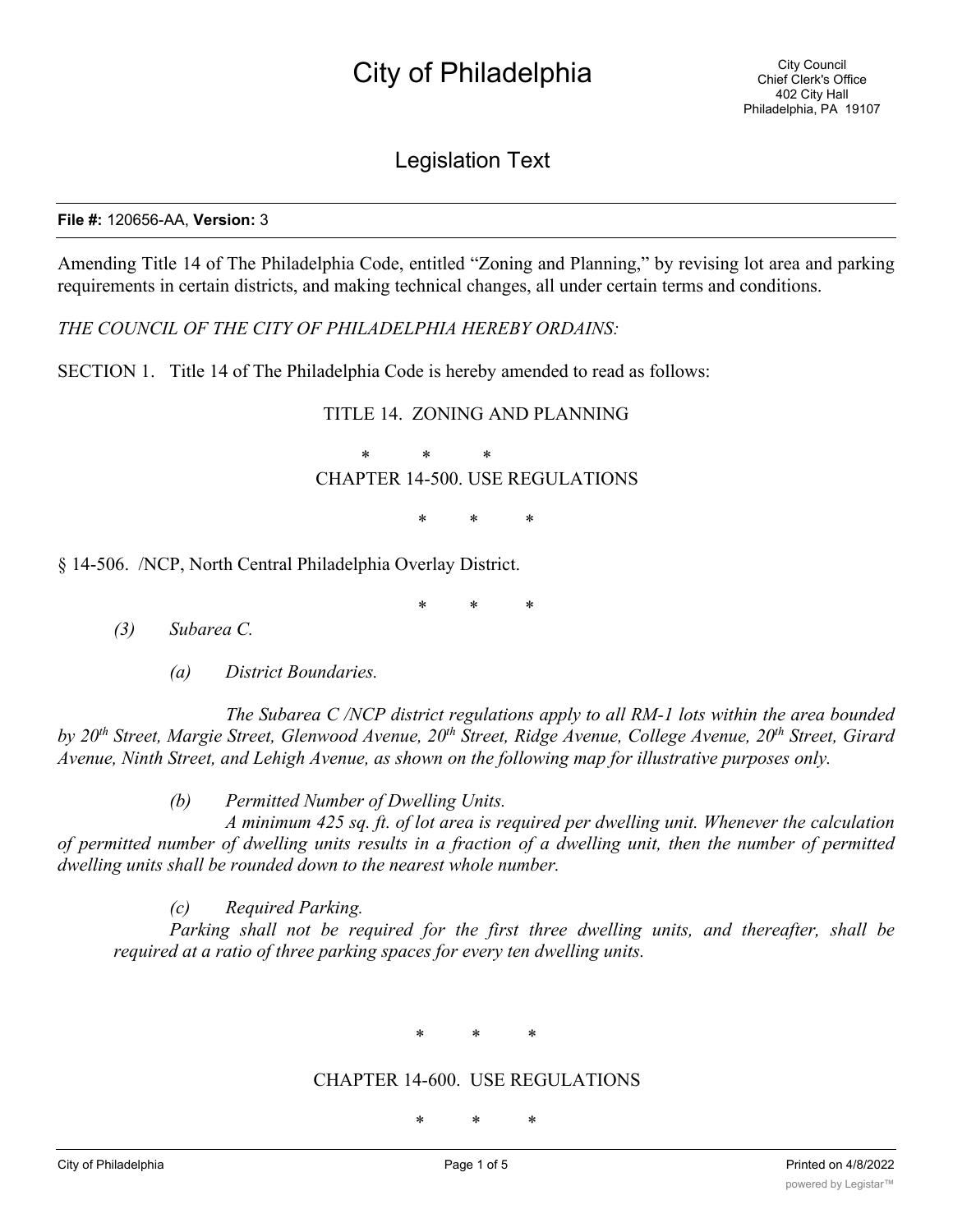# City of Philadelphia

City Council
Chief Clerk's Office
402 City Hall
Philadelphia, PA 19107

## Legislation Text

**File #:** 120656-AA, **Version:** 3

Amending Title 14 of The Philadelphia Code, entitled "Zoning and Planning," by revising lot area and parking requirements in certain districts, and making technical changes, all under certain terms and conditions.

*THE COUNCIL OF THE CITY OF PHILADELPHIA HEREBY ORDAINS:*

SECTION 1. Title 14 of The Philadelphia Code is hereby amended to read as follows:

TITLE 14. ZONING AND PLANNING

\* \* \*

CHAPTER 14-500. USE REGULATIONS

\* \* \*

§ 14-506. /NCP, North Central Philadelphia Overlay District.

\* \* \*

*(3) Subarea C.*

*(a) District Boundaries.*

*The Subarea C /NCP district regulations apply to all RM-1 lots within the area bounded by 20th Street, Margie Street, Glenwood Avenue, 20th Street, Ridge Avenue, College Avenue, 20th Street, Girard Avenue, Ninth Street, and Lehigh Avenue, as shown on the following map for illustrative purposes only.*

*(b) Permitted Number of Dwelling Units.*

*A minimum 425 sq. ft. of lot area is required per dwelling unit. Whenever the calculation of permitted number of dwelling units results in a fraction of a dwelling unit, then the number of permitted dwelling units shall be rounded down to the nearest whole number.*

*(c) Required Parking.*

*Parking shall not be required for the first three dwelling units, and thereafter, shall be required at a ratio of three parking spaces for every ten dwelling units.*

\* \* \*

CHAPTER 14-600. USE REGULATIONS

\* \* \*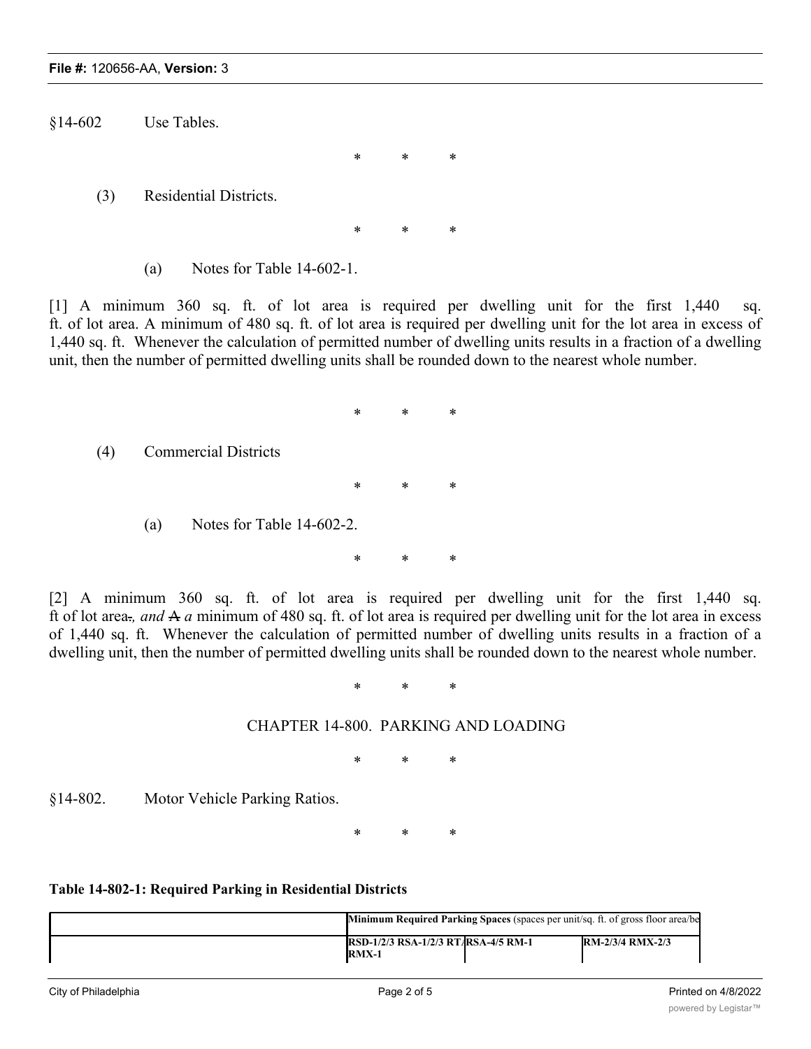§14-602 Use Tables.

\* \* \*

(3) Residential Districts.

\* \* \*

(a) Notes for Table 14-602-1.

[1] A minimum 360 sq. ft. of lot area is required per dwelling unit for the first 1,440 sq. ft. of lot area. A minimum of 480 sq. ft. of lot area is required per dwelling unit for the lot area in excess of 1,440 sq. ft. Whenever the calculation of permitted number of dwelling units results in a fraction of a dwelling unit, then the number of permitted dwelling units shall be rounded down to the nearest whole number.

\* \* \*

(4) Commercial Districts

\* \* \*

(a) Notes for Table 14-602-2.

\* \* \*

[2] A minimum 360 sq. ft. of lot area is required per dwelling unit for the first 1,440 sq. ft of lot area~~.~~*, and* ~~A~~ *a* minimum of 480 sq. ft. of lot area is required per dwelling unit for the lot area in excess of 1,440 sq. ft. Whenever the calculation of permitted number of dwelling units results in a fraction of a dwelling unit, then the number of permitted dwelling units shall be rounded down to the nearest whole number.

\* \* \*

CHAPTER 14-800. PARKING AND LOADING

\* \* \*

§14-802. Motor Vehicle Parking Ratios.

\* \* \*

**Table 14-802-1: Required Parking in Residential Districts**

| | **Minimum Required Parking Spaces** (spaces per unit/sq. ft. of gross floor area/be | | |
|---|---|---|---|
| | **RSD-1/2/3 RSA-1/2/3 RT/ RMX-1** | **RSA-4/5 RM-1** | **RM-2/3/4 RMX-2/3** |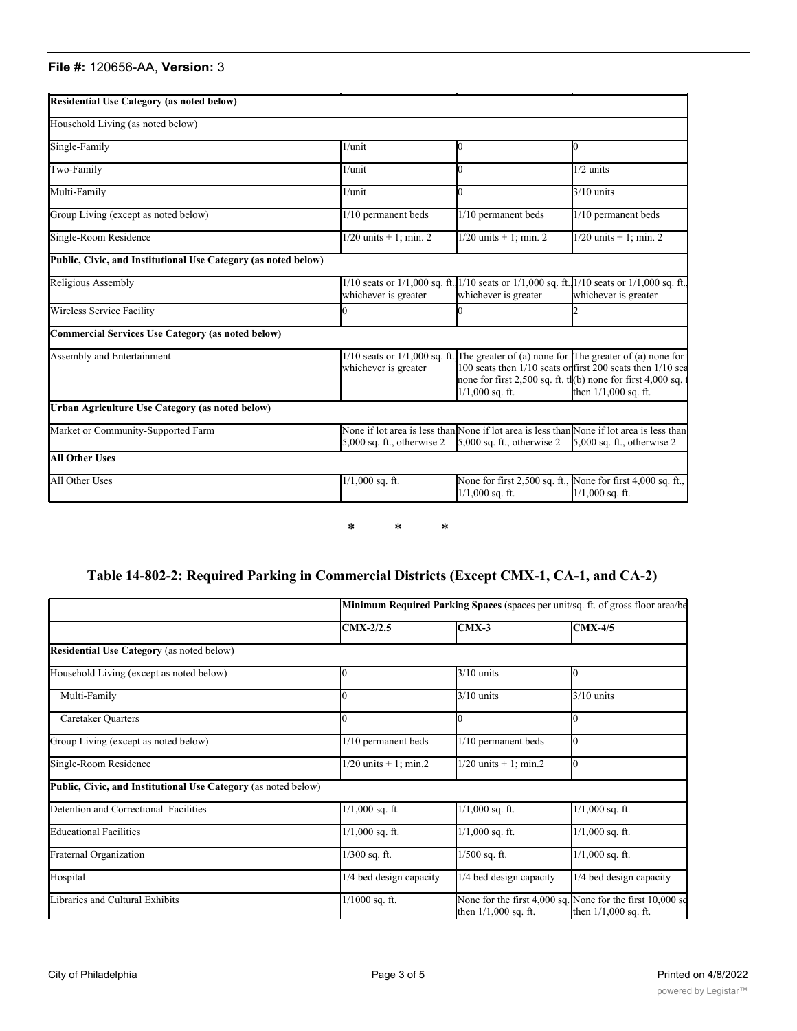| | | | |
|---|---|---|---|
| **Residential Use Category (as noted below)** | | | |
| Household Living (as noted below) | | | |
| Single-Family | 1/unit | 0 | 0 |
| Two-Family | 1/unit | 0 | 1/2 units |
| Multi-Family | 1/unit | 0 | 3/10 units |
| Group Living (except as noted below) | 1/10 permanent beds | 1/10 permanent beds | 1/10 permanent beds |
| Single-Room Residence | 1/20 units + 1; min. 2 | 1/20 units + 1; min. 2 | 1/20 units + 1; min. 2 |
| **Public, Civic, and Institutional Use Category (as noted below)** | | | |
| Religious Assembly | 1/10 seats or 1/1,000 sq. ft., whichever is greater | 1/10 seats or 1/1,000 sq. ft., whichever is greater | 1/10 seats or 1/1,000 sq. ft., whichever is greater |
| Wireless Service Facility | 0 | 0 | 2 |
| **Commercial Services Use Category (as noted below)** | | | |
| Assembly and Entertainment | 1/10 seats or 1/1,000 sq. ft., whichever is greater | The greater of (a) none for 100 seats then 1/10 seats or none for first 2,500 sq. ft. t 1/1,000 sq. ft. | The greater of (a) none for first 200 seats then 1/10 sea (b) none for first 4,000 sq. then 1/1,000 sq. ft. |
| **Urban Agriculture Use Category (as noted below)** | | | |
| Market or Community-Supported Farm | None if lot area is less than 5,000 sq. ft., otherwise 2 | None if lot area is less than 5,000 sq. ft., otherwise 2 | None if lot area is less than 5,000 sq. ft., otherwise 2 |
| **All Other Uses** | | | |
| All Other Uses | 1/1,000 sq. ft. | None for first 2,500 sq. ft., 1/1,000 sq. ft. | None for first 4,000 sq. ft., 1/1,000 sq. ft. |

\* \* \*

## Table 14-802-2: Required Parking in Commercial Districts (Except CMX-1, CA-1, and CA-2)

| | **Minimum Required Parking Spaces** (spaces per unit/sq. ft. of gross floor area/be | | |
|---|---|---|---|
| | **CMX-2/2.5** | **CMX-3** | **CMX-4/5** |
| **Residential Use Category** (as noted below) | | | |
| Household Living (except as noted below) | 0 | 3/10 units | 0 |
| Multi-Family | 0 | 3/10 units | 3/10 units |
| Caretaker Quarters | 0 | 0 | 0 |
| Group Living (except as noted below) | 1/10 permanent beds | 1/10 permanent beds | 0 |
| Single-Room Residence | 1/20 units + 1; min.2 | 1/20 units + 1; min.2 | 0 |
| **Public, Civic, and Institutional Use Category** (as noted below) | | | |
| Detention and Correctional Facilities | 1/1,000 sq. ft. | 1/1,000 sq. ft. | 1/1,000 sq. ft. |
| Educational Facilities | 1/1,000 sq. ft. | 1/1,000 sq. ft. | 1/1,000 sq. ft. |
| Fraternal Organization | 1/300 sq. ft. | 1/500 sq. ft. | 1/1,000 sq. ft. |
| Hospital | 1/4 bed design capacity | 1/4 bed design capacity | 1/4 bed design capacity |
| Libraries and Cultural Exhibits | 1/1000 sq. ft. | None for the first 4,000 sq. then 1/1,000 sq. ft. | None for the first 10,000 sq then 1/1,000 sq. ft. |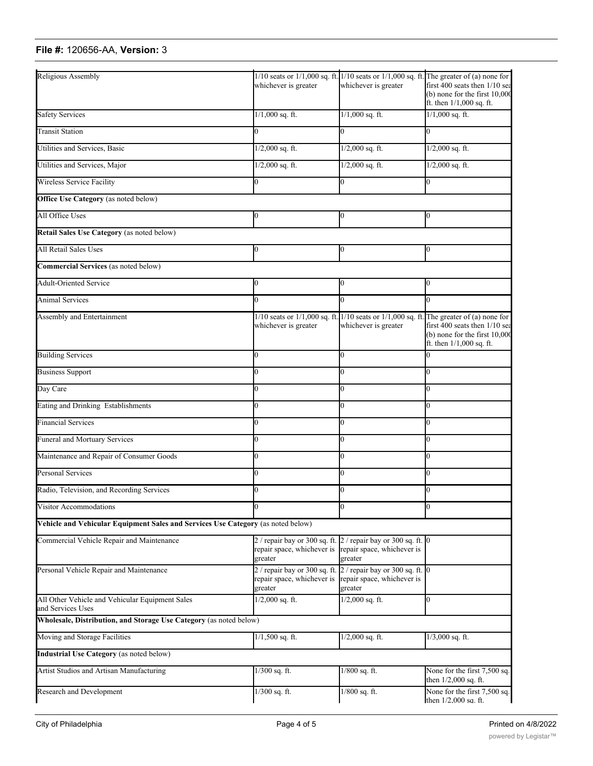| | | | |
|---|---|---|---|
| Religious Assembly | 1/10 seats or 1/1,000 sq. ft. whichever is greater | 1/10 seats or 1/1,000 sq. ft. whichever is greater | The greater of (a) none for first 400 seats then 1/10 sea (b) none for the first 10,000 ft. then 1/1,000 sq. ft. |
| Safety Services | 1/1,000 sq. ft. | 1/1,000 sq. ft. | 1/1,000 sq. ft. |
| Transit Station | 0 | 0 | 0 |
| Utilities and Services, Basic | 1/2,000 sq. ft. | 1/2,000 sq. ft. | 1/2,000 sq. ft. |
| Utilities and Services, Major | 1/2,000 sq. ft. | 1/2,000 sq. ft. | 1/2,000 sq. ft. |
| Wireless Service Facility | 0 | 0 | 0 |
| **Office Use Category** (as noted below) | | | |
| All Office Uses | 0 | 0 | 0 |
| **Retail Sales Use Category** (as noted below) | | | |
| All Retail Sales Uses | 0 | 0 | 0 |
| **Commercial Services** (as noted below) | | | |
| Adult-Oriented Service | 0 | 0 | 0 |
| Animal Services | 0 | 0 | 0 |
| Assembly and Entertainment | 1/10 seats or 1/1,000 sq. ft. whichever is greater | 1/10 seats or 1/1,000 sq. ft. whichever is greater | The greater of (a) none for first 400 seats then 1/10 sea (b) none for the first 10,000 ft. then 1/1,000 sq. ft. |
| Building Services | 0 | 0 | 0 |
| Business Support | 0 | 0 | 0 |
| Day Care | 0 | 0 | 0 |
| Eating and Drinking Establishments | 0 | 0 | 0 |
| Financial Services | 0 | 0 | 0 |
| Funeral and Mortuary Services | 0 | 0 | 0 |
| Maintenance and Repair of Consumer Goods | 0 | 0 | 0 |
| Personal Services | 0 | 0 | 0 |
| Radio, Television, and Recording Services | 0 | 0 | 0 |
| Visitor Accommodations | 0 | 0 | 0 |
| **Vehicle and Vehicular Equipment Sales and Services Use Category** (as noted below) | | | |
| Commercial Vehicle Repair and Maintenance | 2 / repair bay or 300 sq. ft. repair space, whichever is greater | 2 / repair bay or 300 sq. ft. repair space, whichever is greater | 0 |
| Personal Vehicle Repair and Maintenance | 2 / repair bay or 300 sq. ft. repair space, whichever is greater | 2 / repair bay or 300 sq. ft. repair space, whichever is greater | 0 |
| All Other Vehicle and Vehicular Equipment Sales and Services Uses | 1/2,000 sq. ft. | 1/2,000 sq. ft. | 0 |
| **Wholesale, Distribution, and Storage Use Category** (as noted below) | | | |
| Moving and Storage Facilities | 1/1,500 sq. ft. | 1/2,000 sq. ft. | 1/3,000 sq. ft. |
| **Industrial Use Category** (as noted below) | | | |
| Artist Studios and Artisan Manufacturing | 1/300 sq. ft. | 1/800 sq. ft. | None for the first 7,500 sq. then 1/2,000 sq. ft. |
| Research and Development | 1/300 sq. ft. | 1/800 sq. ft. | None for the first 7,500 sq. then 1/2,000 sq. ft. |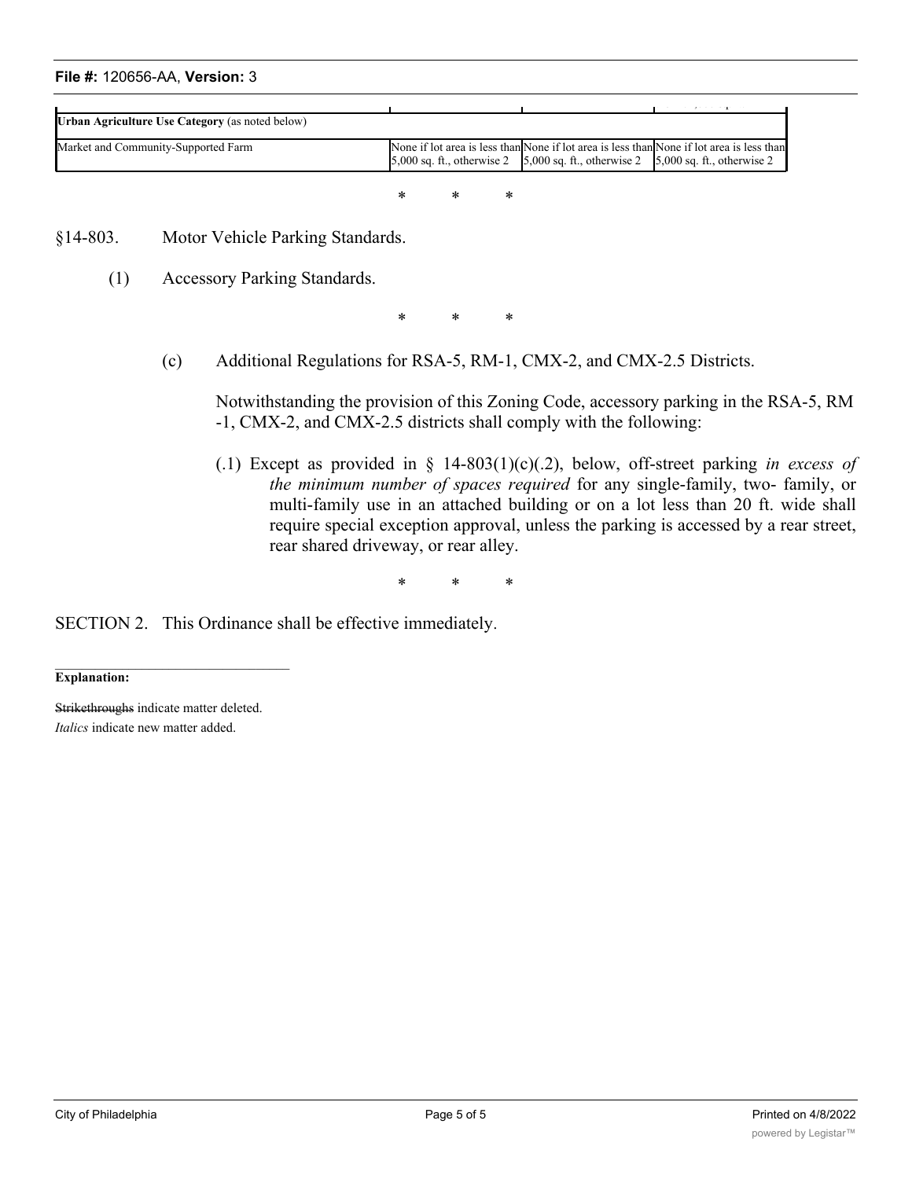| | | | |
|---|---|---|---|
| **Urban Agriculture Use Category** (as noted below) | | | |
| Market and Community-Supported Farm | None if lot area is less than 5,000 sq. ft., otherwise 2 | None if lot area is less than 5,000 sq. ft., otherwise 2 | None if lot area is less than 5,000 sq. ft., otherwise 2 |

\* \* \*

§14-803. Motor Vehicle Parking Standards.

(1) Accessory Parking Standards.

\* \* \*

(c) Additional Regulations for RSA-5, RM-1, CMX-2, and CMX-2.5 Districts.

Notwithstanding the provision of this Zoning Code, accessory parking in the RSA-5, RM-1, CMX-2, and CMX-2.5 districts shall comply with the following:

(.1) Except as provided in § 14-803(1)(c)(.2), below, off-street parking *in excess of the minimum number of spaces required* for any single-family, two- family, or multi-family use in an attached building or on a lot less than 20 ft. wide shall require special exception approval, unless the parking is accessed by a rear street, rear shared driveway, or rear alley.

\* \* \*

SECTION 2. This Ordinance shall be effective immediately.

---

**Explanation:**

~~Strikethroughs~~ indicate matter deleted.
*Italics* indicate new matter added.